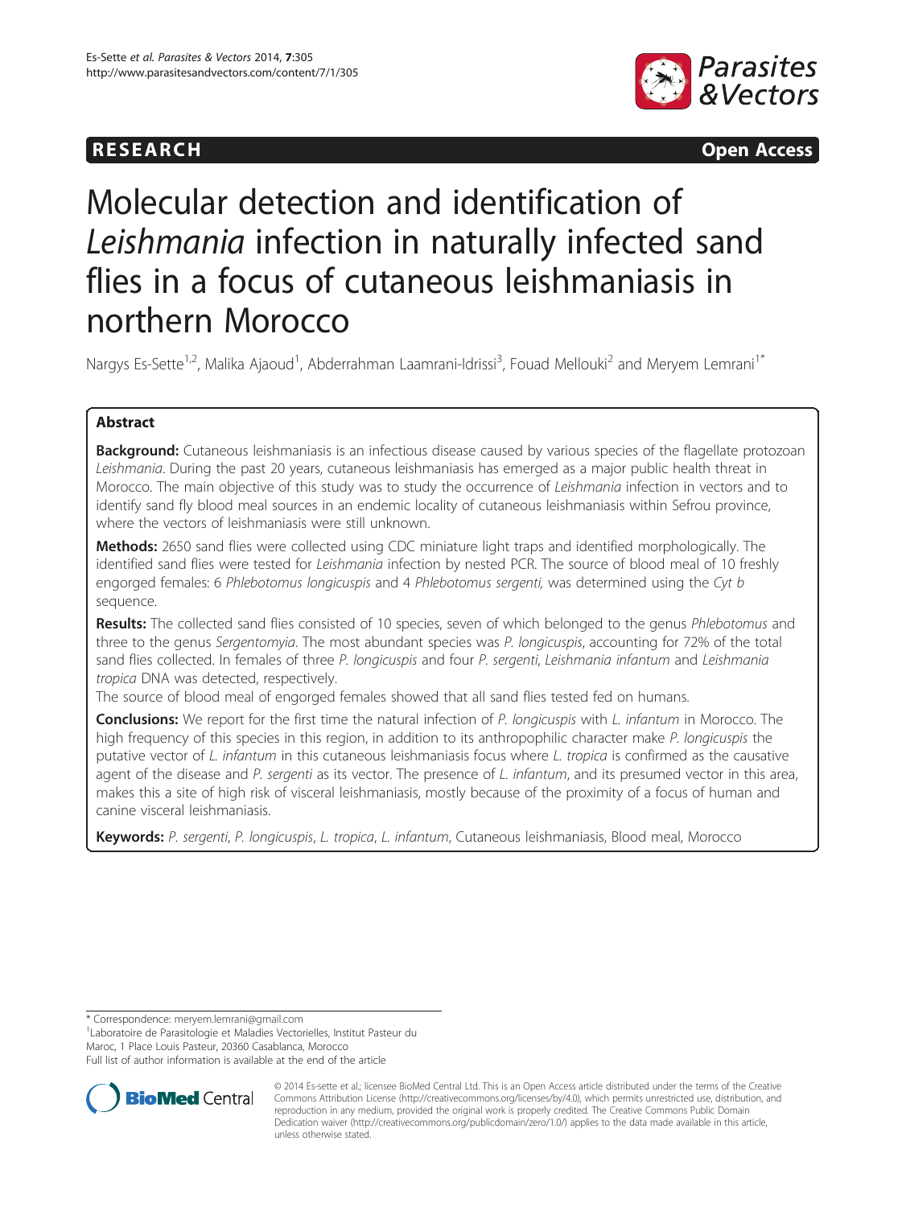**RESEARCH** **Open Access**

# Molecular detection and identification of *Leishmania* infection in naturally infected sand flies in a focus of cutaneous leishmaniasis in northern Morocco

Nargys Es-Sette[1,2], Malika Ajaoud[1], Abderrahman Laamrani-Idrissi[3], Fouad Mellouki[2] and Meryem Lemrani[1*]

## Abstract

**Background:** Cutaneous leishmaniasis is an infectious disease caused by various species of the flagellate protozoan *Leishmania*. During the past 20 years, cutaneous leishmaniasis has emerged as a major public health threat in Morocco. The main objective of this study was to study the occurrence of *Leishmania* infection in vectors and to identify sand fly blood meal sources in an endemic locality of cutaneous leishmaniasis within Sefrou province, where the vectors of leishmaniasis were still unknown.

**Methods:** 2650 sand flies were collected using CDC miniature light traps and identified morphologically. The identified sand flies were tested for *Leishmania* infection by nested PCR. The source of blood meal of 10 freshly engorged females: 6 *Phlebotomus longicuspis* and 4 *Phlebotomus sergenti,* was determined using the *Cyt b* sequence.

**Results:** The collected sand flies consisted of 10 species, seven of which belonged to the genus *Phlebotomus* and three to the genus *Sergentomyia*. The most abundant species was *P. longicuspis*, accounting for 72% of the total sand flies collected. In females of three *P. longicuspis* and four *P. sergenti*, *Leishmania infantum* and *Leishmania tropica* DNA was detected, respectively.

The source of blood meal of engorged females showed that all sand flies tested fed on humans.

**Conclusions:** We report for the first time the natural infection of *P. longicuspis* with *L. infantum* in Morocco. The high frequency of this species in this region, in addition to its anthropophilic character make *P. longicuspis* the putative vector of *L. infantum* in this cutaneous leishmaniasis focus where *L. tropica* is confirmed as the causative agent of the disease and *P. sergenti* as its vector. The presence of *L. infantum*, and its presumed vector in this area, makes this a site of high risk of visceral leishmaniasis, mostly because of the proximity of a focus of human and canine visceral leishmaniasis.

**Keywords:** *P. sergenti*, *P. longicuspis*, *L. tropica*, *L. infantum*, Cutaneous leishmaniasis, Blood meal, Morocco

---

\* Correspondence: meryem.lemrani@gmail.com

[1]Laboratoire de Parasitologie et Maladies Vectorielles, Institut Pasteur du Maroc, 1 Place Louis Pasteur, 20360 Casablanca, Morocco

Full list of author information is available at the end of the article

© 2014 Es-sette et al.; licensee BioMed Central Ltd. This is an Open Access article distributed under the terms of the Creative Commons Attribution License (http://creativecommons.org/licenses/by/4.0), which permits unrestricted use, distribution, and reproduction in any medium, provided the original work is properly credited. The Creative Commons Public Domain Dedication waiver (http://creativecommons.org/publicdomain/zero/1.0/) applies to the data made available in this article, unless otherwise stated.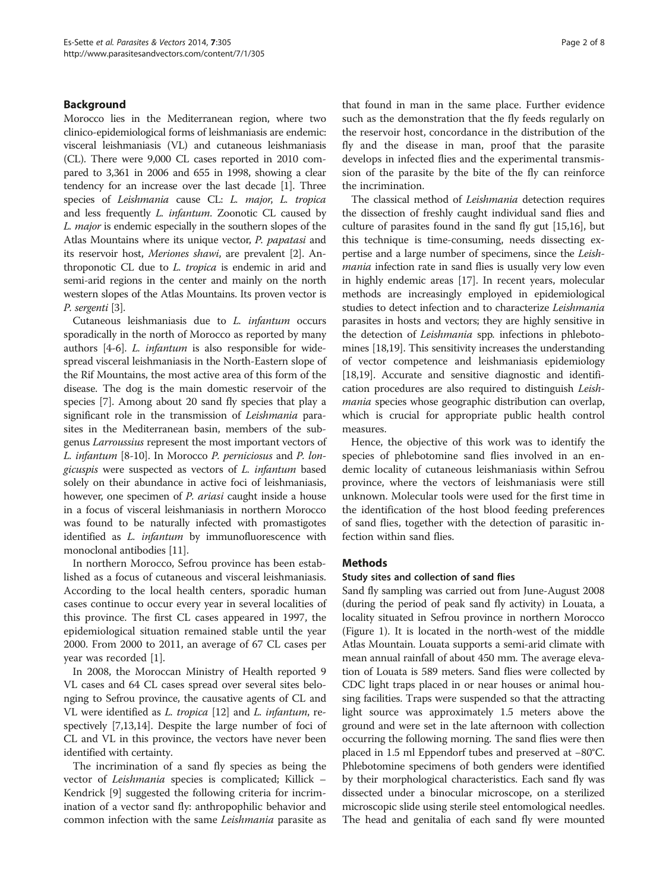## Background

Morocco lies in the Mediterranean region, where two clinico-epidemiological forms of leishmaniasis are endemic: visceral leishmaniasis (VL) and cutaneous leishmaniasis (CL). There were 9,000 CL cases reported in 2010 compared to 3,361 in 2006 and 655 in 1998, showing a clear tendency for an increase over the last decade [1]. Three species of *Leishmania* cause CL: *L. major*, *L. tropica* and less frequently *L. infantum*. Zoonotic CL caused by *L. major* is endemic especially in the southern slopes of the Atlas Mountains where its unique vector, *P. papatasi* and its reservoir host, *Meriones shawi*, are prevalent [2]. Anthroponotic CL due to *L. tropica* is endemic in arid and semi-arid regions in the center and mainly on the north western slopes of the Atlas Mountains. Its proven vector is *P. sergenti* [3].

Cutaneous leishmaniasis due to *L. infantum* occurs sporadically in the north of Morocco as reported by many authors [4-6]. *L. infantum* is also responsible for widespread visceral leishmaniasis in the North-Eastern slope of the Rif Mountains, the most active area of this form of the disease. The dog is the main domestic reservoir of the species [7]. Among about 20 sand fly species that play a significant role in the transmission of *Leishmania* parasites in the Mediterranean basin, members of the subgenus *Larroussius* represent the most important vectors of *L. infantum* [8-10]. In Morocco *P. perniciosus* and *P. longicuspis* were suspected as vectors of *L. infantum* based solely on their abundance in active foci of leishmaniasis, however, one specimen of *P. ariasi* caught inside a house in a focus of visceral leishmaniasis in northern Morocco was found to be naturally infected with promastigotes identified as *L. infantum* by immunofluorescence with monoclonal antibodies [11].

In northern Morocco, Sefrou province has been established as a focus of cutaneous and visceral leishmaniasis. According to the local health centers, sporadic human cases continue to occur every year in several localities of this province. The first CL cases appeared in 1997, the epidemiological situation remained stable until the year 2000. From 2000 to 2011, an average of 67 CL cases per year was recorded [1].

In 2008, the Moroccan Ministry of Health reported 9 VL cases and 64 CL cases spread over several sites belonging to Sefrou province, the causative agents of CL and VL were identified as *L. tropica* [12] and *L. infantum*, respectively [7,13,14]. Despite the large number of foci of CL and VL in this province, the vectors have never been identified with certainty.

The incrimination of a sand fly species as being the vector of *Leishmania* species is complicated; Killick – Kendrick [9] suggested the following criteria for incrimination of a vector sand fly: anthropophilic behavior and common infection with the same *Leishmania* parasite as that found in man in the same place. Further evidence such as the demonstration that the fly feeds regularly on the reservoir host, concordance in the distribution of the fly and the disease in man, proof that the parasite develops in infected flies and the experimental transmission of the parasite by the bite of the fly can reinforce the incrimination.

The classical method of *Leishmania* detection requires the dissection of freshly caught individual sand flies and culture of parasites found in the sand fly gut [15,16], but this technique is time-consuming, needs dissecting expertise and a large number of specimens, since the *Leishmania* infection rate in sand flies is usually very low even in highly endemic areas [17]. In recent years, molecular methods are increasingly employed in epidemiological studies to detect infection and to characterize *Leishmania* parasites in hosts and vectors; they are highly sensitive in the detection of *Leishmania* spp. infections in phlebotomines [18,19]. This sensitivity increases the understanding of vector competence and leishmaniasis epidemiology [18,19]. Accurate and sensitive diagnostic and identification procedures are also required to distinguish *Leishmania* species whose geographic distribution can overlap, which is crucial for appropriate public health control measures.

Hence, the objective of this work was to identify the species of phlebotomine sand flies involved in an endemic locality of cutaneous leishmaniasis within Sefrou province, where the vectors of leishmaniasis were still unknown. Molecular tools were used for the first time in the identification of the host blood feeding preferences of sand flies, together with the detection of parasitic infection within sand flies.

## Methods

### Study sites and collection of sand flies

Sand fly sampling was carried out from June-August 2008 (during the period of peak sand fly activity) in Louata, a locality situated in Sefrou province in northern Morocco (Figure 1). It is located in the north-west of the middle Atlas Mountain. Louata supports a semi-arid climate with mean annual rainfall of about 450 mm. The average elevation of Louata is 589 meters. Sand flies were collected by CDC light traps placed in or near houses or animal housing facilities. Traps were suspended so that the attracting light source was approximately 1.5 meters above the ground and were set in the late afternoon with collection occurring the following morning. The sand flies were then placed in 1.5 ml Eppendorf tubes and preserved at −80°C. Phlebotomine specimens of both genders were identified by their morphological characteristics. Each sand fly was dissected under a binocular microscope, on a sterilized microscopic slide using sterile steel entomological needles. The head and genitalia of each sand fly were mounted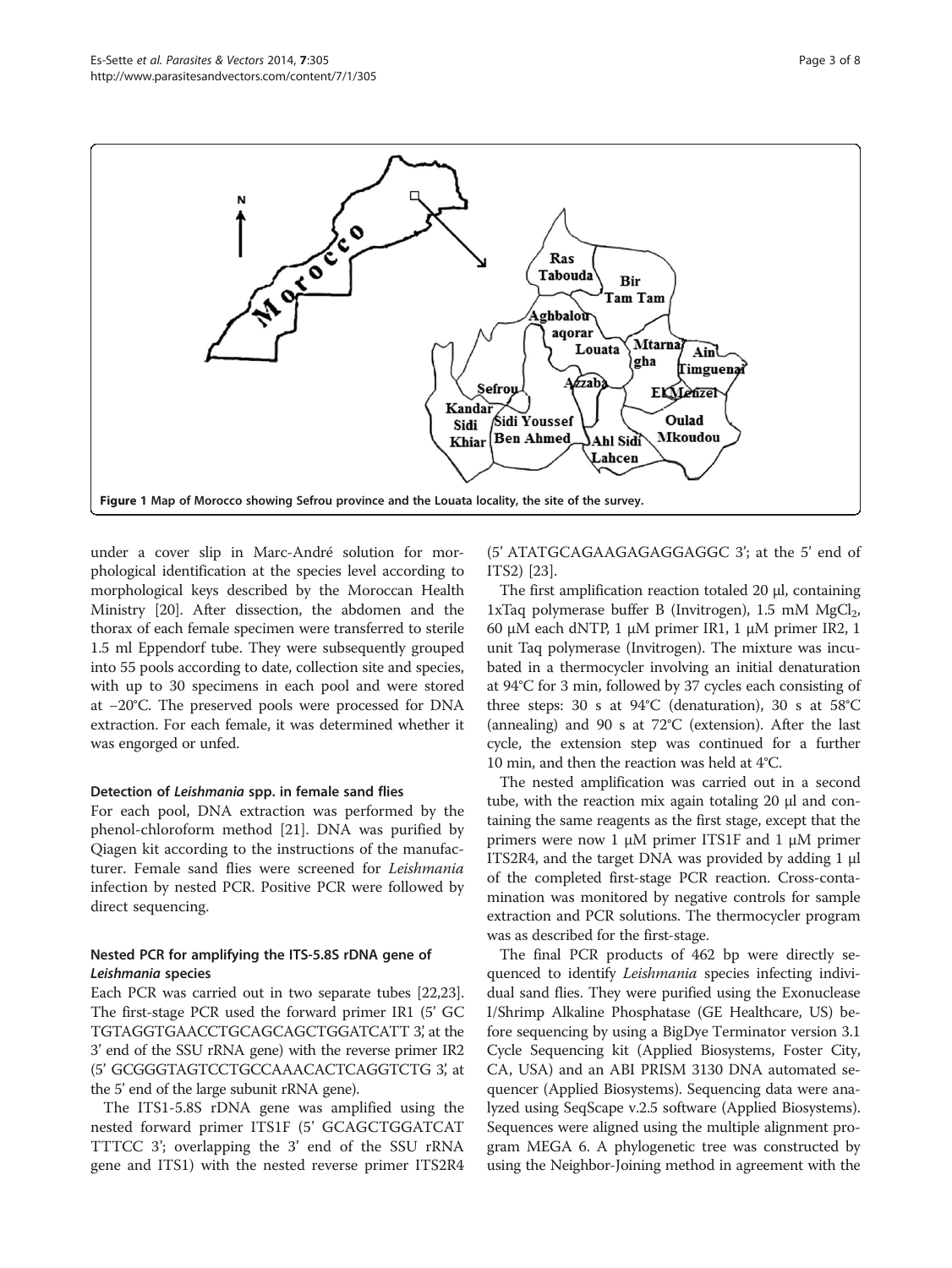Figure 1 Map of Morocco showing Sefrou province and the Louata locality, the site of the survey.

under a cover slip in Marc-André solution for morphological identification at the species level according to morphological keys described by the Moroccan Health Ministry [20]. After dissection, the abdomen and the thorax of each female specimen were transferred to sterile 1.5 ml Eppendorf tube. They were subsequently grouped into 55 pools according to date, collection site and species, with up to 30 specimens in each pool and were stored at −20°C. The preserved pools were processed for DNA extraction. For each female, it was determined whether it was engorged or unfed.

#### Detection of *Leishmania* spp. in female sand flies

For each pool, DNA extraction was performed by the phenol-chloroform method [21]. DNA was purified by Qiagen kit according to the instructions of the manufacturer. Female sand flies were screened for *Leishmania* infection by nested PCR. Positive PCR were followed by direct sequencing.

#### Nested PCR for amplifying the ITS-5.8S rDNA gene of *Leishmania* species

Each PCR was carried out in two separate tubes [22,23]. The first-stage PCR used the forward primer IR1 (5' GC TGTAGGTGAACCTGCAGCAGCTGGATCATT 3', at the 3' end of the SSU rRNA gene) with the reverse primer IR2 (5' GCGGGTAGTCCTGCCAAACACTCAGGTCTG 3', at the 5' end of the large subunit rRNA gene).

The ITS1-5.8S rDNA gene was amplified using the nested forward primer ITS1F (5' GCAGCTGGATCAT TTTCC 3'; overlapping the 3' end of the SSU rRNA gene and ITS1) with the nested reverse primer ITS2R4 (5' ATATGCAGAAGAGAGGAGGC 3'; at the 5' end of ITS2) [23].

The first amplification reaction totaled 20 μl, containing 1xTaq polymerase buffer B (Invitrogen), 1.5 mM $MgCl_2$, 60 μM each dNTP, 1 μM primer IR1, 1 μM primer IR2, 1 unit Taq polymerase (Invitrogen). The mixture was incubated in a thermocycler involving an initial denaturation at 94°C for 3 min, followed by 37 cycles each consisting of three steps: 30 s at 94°C (denaturation), 30 s at 58°C (annealing) and 90 s at 72°C (extension). After the last cycle, the extension step was continued for a further 10 min, and then the reaction was held at 4°C.

The nested amplification was carried out in a second tube, with the reaction mix again totaling 20 μl and containing the same reagents as the first stage, except that the primers were now 1 μM primer ITS1F and 1 μM primer ITS2R4, and the target DNA was provided by adding 1 μl of the completed first-stage PCR reaction. Cross-contamination was monitored by negative controls for sample extraction and PCR solutions. The thermocycler program was as described for the first-stage.

The final PCR products of 462 bp were directly sequenced to identify *Leishmania* species infecting individual sand flies. They were purified using the Exonuclease I/Shrimp Alkaline Phosphatase (GE Healthcare, US) before sequencing by using a BigDye Terminator version 3.1 Cycle Sequencing kit (Applied Biosystems, Foster City, CA, USA) and an ABI PRISM 3130 DNA automated sequencer (Applied Biosystems). Sequencing data were analyzed using SeqScape v.2.5 software (Applied Biosystems). Sequences were aligned using the multiple alignment program MEGA 6. A phylogenetic tree was constructed by using the Neighbor-Joining method in agreement with the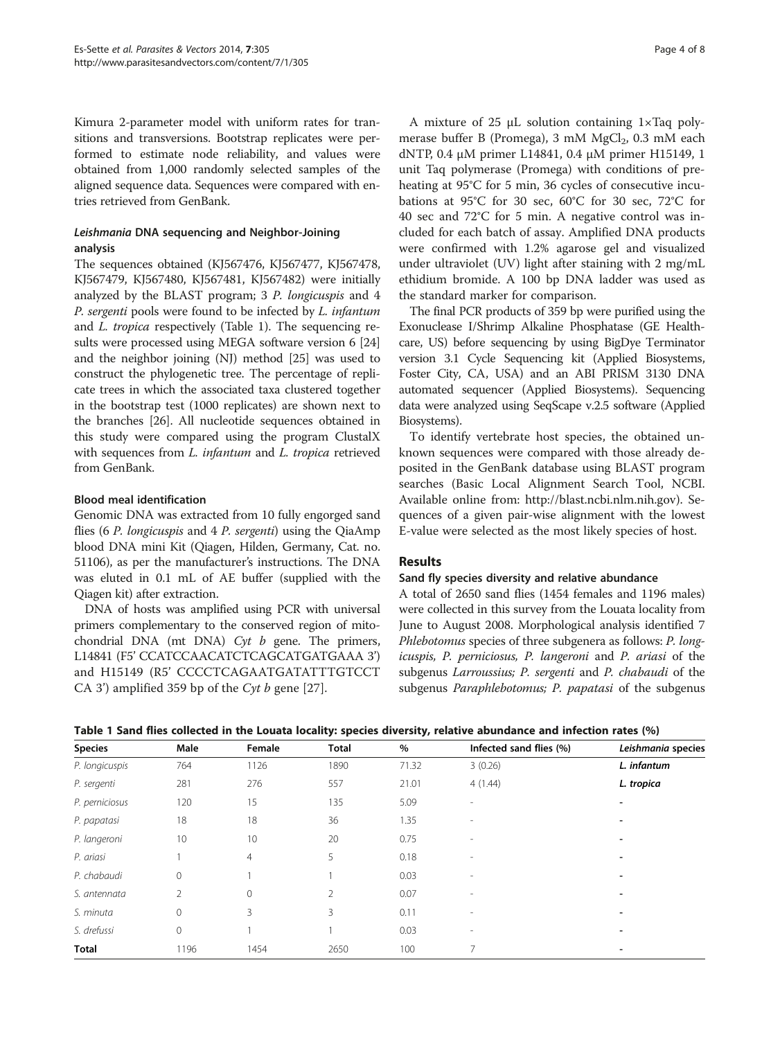Kimura 2-parameter model with uniform rates for transitions and transversions. Bootstrap replicates were performed to estimate node reliability, and values were obtained from 1,000 randomly selected samples of the aligned sequence data. Sequences were compared with entries retrieved from GenBank.

### *Leishmania* DNA sequencing and Neighbor-Joining analysis

The sequences obtained (KJ567476, KJ567477, KJ567478, KJ567479, KJ567480, KJ567481, KJ567482) were initially analyzed by the BLAST program; 3 *P. longicuspis* and 4 *P. sergenti* pools were found to be infected by *L. infantum* and *L. tropica* respectively (Table 1). The sequencing results were processed using MEGA software version 6 [24] and the neighbor joining (NJ) method [25] was used to construct the phylogenetic tree. The percentage of replicate trees in which the associated taxa clustered together in the bootstrap test (1000 replicates) are shown next to the branches [26]. All nucleotide sequences obtained in this study were compared using the program ClustalX with sequences from *L. infantum* and *L. tropica* retrieved from GenBank.

### Blood meal identification

Genomic DNA was extracted from 10 fully engorged sand flies (6 *P. longicuspis* and 4 *P. sergenti*) using the QiaAmp blood DNA mini Kit (Qiagen, Hilden, Germany, Cat. no. 51106), as per the manufacturer's instructions. The DNA was eluted in 0.1 mL of AE buffer (supplied with the Qiagen kit) after extraction.

DNA of hosts was amplified using PCR with universal primers complementary to the conserved region of mitochondrial DNA (mt DNA) *Cyt b* gene. The primers, L14841 (F5' CCATCCAACATCTCAGCATGATGAAA 3') and H15149 (R5' CCCCTCAGAATGATATTTGTCCT CA 3') amplified 359 bp of the *Cyt b* gene [27].

A mixture of 25 μL solution containing 1×Taq polymerase buffer B (Promega), 3 mM $MgCl_2$, 0.3 mM each dNTP, 0.4 μM primer L14841, 0.4 μM primer H15149, 1 unit Taq polymerase (Promega) with conditions of preheating at 95°C for 5 min, 36 cycles of consecutive incubations at 95°C for 30 sec, 60°C for 30 sec, 72°C for 40 sec and 72°C for 5 min. A negative control was included for each batch of assay. Amplified DNA products were confirmed with 1.2% agarose gel and visualized under ultraviolet (UV) light after staining with 2 mg/mL ethidium bromide. A 100 bp DNA ladder was used as the standard marker for comparison.

The final PCR products of 359 bp were purified using the Exonuclease I/Shrimp Alkaline Phosphatase (GE Healthcare, US) before sequencing by using BigDye Terminator version 3.1 Cycle Sequencing kit (Applied Biosystems, Foster City, CA, USA) and an ABI PRISM 3130 DNA automated sequencer (Applied Biosystems). Sequencing data were analyzed using SeqScape v.2.5 software (Applied Biosystems).

To identify vertebrate host species, the obtained unknown sequences were compared with those already deposited in the GenBank database using BLAST program searches (Basic Local Alignment Search Tool, NCBI. Available online from: http://blast.ncbi.nlm.nih.gov). Sequences of a given pair-wise alignment with the lowest E-value were selected as the most likely species of host.

## Results

### Sand fly species diversity and relative abundance

A total of 2650 sand flies (1454 females and 1196 males) were collected in this survey from the Louata locality from June to August 2008. Morphological analysis identified 7 *Phlebotomus* species of three subgenera as follows: *P. longicuspis, P. perniciosus, P. langeroni* and *P. ariasi* of the subgenus *Larroussius; P. sergenti* and *P. chabaudi* of the subgenus *Paraphlebotomus; P. papatasi* of the subgenus

**Table 1 Sand flies collected in the Louata locality: species diversity, relative abundance and infection rates (%)**

| Species | Male | Female | Total | % | Infected sand flies (%) | *Leishmania* species |
|---|---|---|---|---|---|---|
| *P. longicuspis* | 764 | 1126 | 1890 | 71.32 | 3 (0.26) | ***L. infantum*** |
| *P. sergenti* | 281 | 276 | 557 | 21.01 | 4 (1.44) | ***L. tropica*** |
| *P. perniciosus* | 120 | 15 | 135 | 5.09 | - | - |
| *P. papatasi* | 18 | 18 | 36 | 1.35 | - | - |
| *P. langeroni* | 10 | 10 | 20 | 0.75 | - | - |
| *P. ariasi* | 1 | 4 | 5 | 0.18 | - | - |
| *P. chabaudi* | 0 | 1 | 1 | 0.03 | - | - |
| *S. antennata* | 2 | 0 | 2 | 0.07 | - | - |
| *S. minuta* | 0 | 3 | 3 | 0.11 | - | - |
| *S. drefussi* | 0 | 1 | 1 | 0.03 | - | - |
| **Total** | 1196 | 1454 | 2650 | 100 | 7 | - |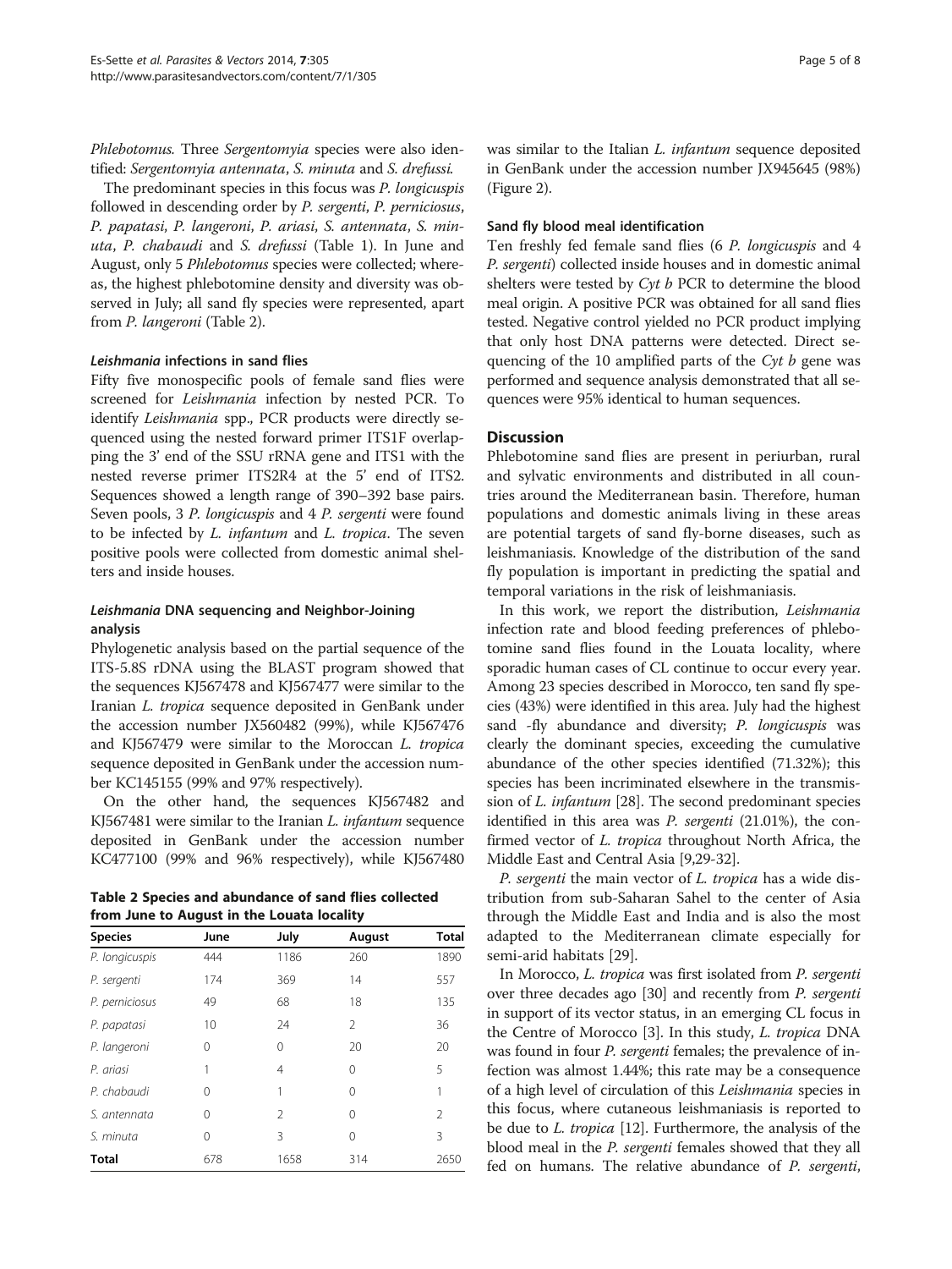*Phlebotomus*. Three *Sergentomyia* species were also identified: *Sergentomyia antennata*, *S. minuta* and *S. drefussi.*

The predominant species in this focus was *P. longicuspis* followed in descending order by *P. sergenti*, *P. perniciosus*, *P. papatasi*, *P. langeroni*, *P. ariasi*, *S. antennata*, *S. minuta*, *P. chabaudi* and *S. drefussi* (Table 1). In June and August, only 5 *Phlebotomus* species were collected; whereas, the highest phlebotomine density and diversity was observed in July; all sand fly species were represented, apart from *P. langeroni* (Table 2).

#### *Leishmania* infections in sand flies

Fifty five monospecific pools of female sand flies were screened for *Leishmania* infection by nested PCR. To identify *Leishmania* spp., PCR products were directly sequenced using the nested forward primer ITS1F overlapping the 3' end of the SSU rRNA gene and ITS1 with the nested reverse primer ITS2R4 at the 5' end of ITS2. Sequences showed a length range of 390–392 base pairs. Seven pools, 3 *P. longicuspis* and 4 *P. sergenti* were found to be infected by *L. infantum* and *L. tropica*. The seven positive pools were collected from domestic animal shelters and inside houses.

#### *Leishmania* DNA sequencing and Neighbor-Joining analysis

Phylogenetic analysis based on the partial sequence of the ITS-5.8S rDNA using the BLAST program showed that the sequences KJ567478 and KJ567477 were similar to the Iranian *L. tropica* sequence deposited in GenBank under the accession number JX560482 (99%), while KJ567476 and KJ567479 were similar to the Moroccan *L. tropica* sequence deposited in GenBank under the accession number KC145155 (99% and 97% respectively).

On the other hand, the sequences KJ567482 and KJ567481 were similar to the Iranian *L. infantum* sequence deposited in GenBank under the accession number KC477100 (99% and 96% respectively), while KJ567480 was similar to the Italian *L. infantum* sequence deposited in GenBank under the accession number JX945645 (98%) (Figure 2).

**Table 2 Species and abundance of sand flies collected from June to August in the Louata locality**

| Species | June | July | August | Total |
|---|---|---|---|---|
| *P. longicuspis* | 444 | 1186 | 260 | 1890 |
| *P. sergenti* | 174 | 369 | 14 | 557 |
| *P. perniciosus* | 49 | 68 | 18 | 135 |
| *P. papatasi* | 10 | 24 | 2 | 36 |
| *P. langeroni* | 0 | 0 | 20 | 20 |
| *P. ariasi* | 1 | 4 | 0 | 5 |
| *P. chabaudi* | 0 | 1 | 0 | 1 |
| *S. antennata* | 0 | 2 | 0 | 2 |
| *S. minuta* | 0 | 3 | 0 | 3 |
| **Total** | 678 | 1658 | 314 | 2650 |

#### Sand fly blood meal identification

Ten freshly fed female sand flies (6 *P. longicuspis* and 4 *P. sergenti*) collected inside houses and in domestic animal shelters were tested by *Cyt b* PCR to determine the blood meal origin. A positive PCR was obtained for all sand flies tested. Negative control yielded no PCR product implying that only host DNA patterns were detected. Direct sequencing of the 10 amplified parts of the *Cyt b* gene was performed and sequence analysis demonstrated that all sequences were 95% identical to human sequences.

## Discussion

Phlebotomine sand flies are present in periurban, rural and sylvatic environments and distributed in all countries around the Mediterranean basin. Therefore, human populations and domestic animals living in these areas are potential targets of sand fly-borne diseases, such as leishmaniasis. Knowledge of the distribution of the sand fly population is important in predicting the spatial and temporal variations in the risk of leishmaniasis.

In this work, we report the distribution, *Leishmania* infection rate and blood feeding preferences of phlebotomine sand flies found in the Louata locality, where sporadic human cases of CL continue to occur every year. Among 23 species described in Morocco, ten sand fly species (43%) were identified in this area. July had the highest sand -fly abundance and diversity; *P. longicuspis* was clearly the dominant species, exceeding the cumulative abundance of the other species identified (71.32%); this species has been incriminated elsewhere in the transmission of *L. infantum* [28]. The second predominant species identified in this area was *P. sergenti* (21.01%), the confirmed vector of *L. tropica* throughout North Africa, the Middle East and Central Asia [9,29-32].

*P. sergenti* the main vector of *L. tropica* has a wide distribution from sub-Saharan Sahel to the center of Asia through the Middle East and India and is also the most adapted to the Mediterranean climate especially for semi-arid habitats [29].

In Morocco, *L. tropica* was first isolated from *P. sergenti* over three decades ago [30] and recently from *P. sergenti* in support of its vector status, in an emerging CL focus in the Centre of Morocco [3]. In this study, *L. tropica* DNA was found in four *P. sergenti* females; the prevalence of infection was almost 1.44%; this rate may be a consequence of a high level of circulation of this *Leishmania* species in this focus, where cutaneous leishmaniasis is reported to be due to *L. tropica* [12]. Furthermore, the analysis of the blood meal in the *P. sergenti* females showed that they all fed on humans. The relative abundance of *P. sergenti*,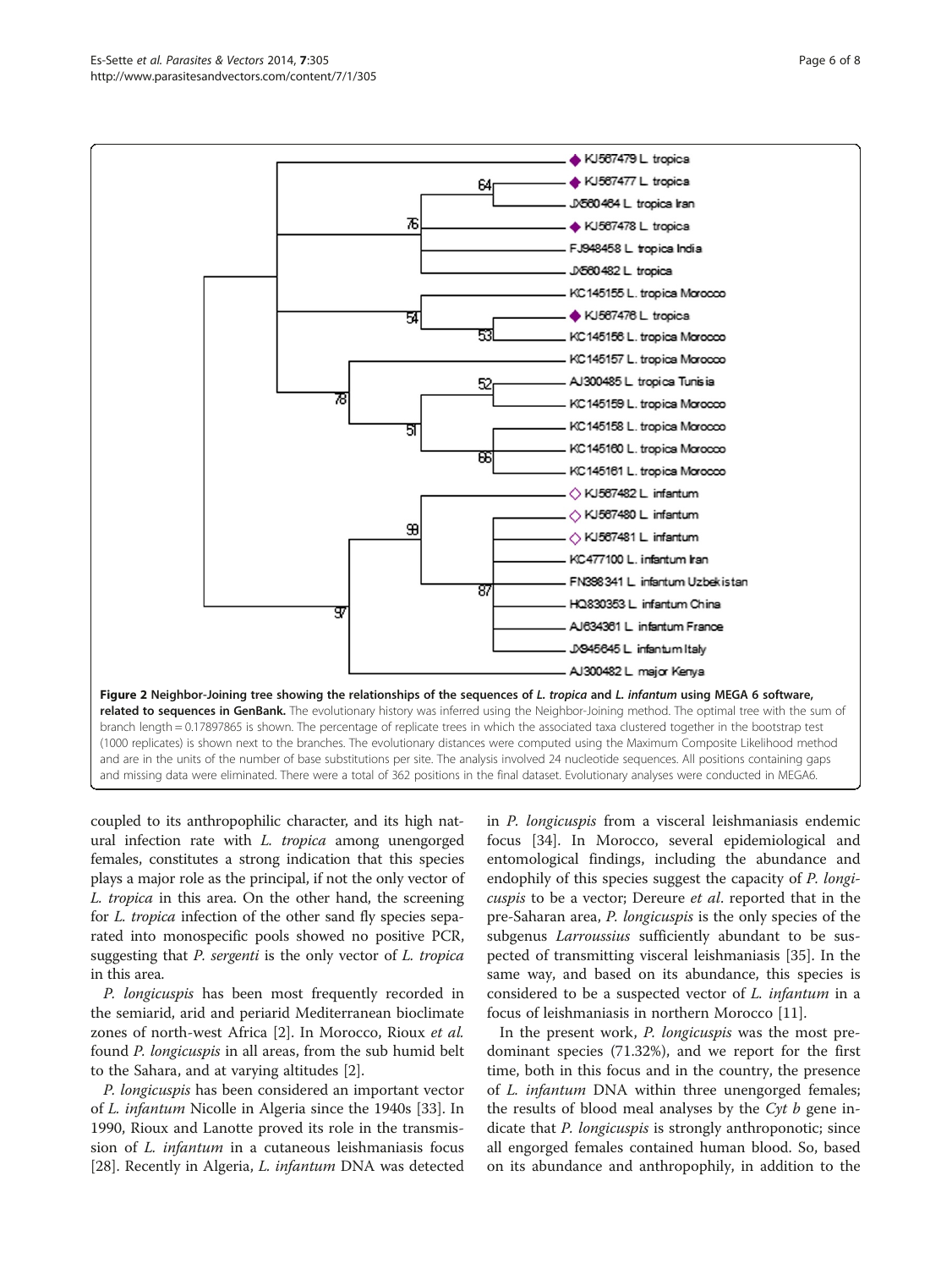**Figure 2 Neighbor-Joining tree showing the relationships of the sequences of *L. tropica* and *L. infantum* using MEGA 6 software, related to sequences in GenBank.** The evolutionary history was inferred using the Neighbor-Joining method. The optimal tree with the sum of branch length = 0.17897865 is shown. The percentage of replicate trees in which the associated taxa clustered together in the bootstrap test (1000 replicates) is shown next to the branches. The evolutionary distances were computed using the Maximum Composite Likelihood method and are in the units of the number of base substitutions per site. The analysis involved 24 nucleotide sequences. All positions containing gaps and missing data were eliminated. There were a total of 362 positions in the final dataset. Evolutionary analyses were conducted in MEGA6.

coupled to its anthropophilic character, and its high natural infection rate with *L. tropica* among unengorged females, constitutes a strong indication that this species plays a major role as the principal, if not the only vector of *L. tropica* in this area. On the other hand, the screening for *L. tropica* infection of the other sand fly species separated into monospecific pools showed no positive PCR, suggesting that *P. sergenti* is the only vector of *L. tropica* in this area.

*P. longicuspis* has been most frequently recorded in the semiarid, arid and periarid Mediterranean bioclimate zones of north-west Africa [2]. In Morocco, Rioux *et al.* found *P. longicuspis* in all areas, from the sub humid belt to the Sahara, and at varying altitudes [2].

*P. longicuspis* has been considered an important vector of *L. infantum* Nicolle in Algeria since the 1940s [33]. In 1990, Rioux and Lanotte proved its role in the transmission of *L. infantum* in a cutaneous leishmaniasis focus [28]. Recently in Algeria, *L. infantum* DNA was detected in *P. longicuspis* from a visceral leishmaniasis endemic focus [34]. In Morocco, several epidemiological and entomological findings, including the abundance and endophily of this species suggest the capacity of *P. longicuspis* to be a vector; Dereure *et al*. reported that in the pre-Saharan area, *P. longicuspis* is the only species of the subgenus *Larroussius* sufficiently abundant to be suspected of transmitting visceral leishmaniasis [35]. In the same way, and based on its abundance, this species is considered to be a suspected vector of *L. infantum* in a focus of leishmaniasis in northern Morocco [11].

In the present work, *P. longicuspis* was the most predominant species (71.32%), and we report for the first time, both in this focus and in the country, the presence of *L. infantum* DNA within three unengorged females; the results of blood meal analyses by the *Cyt b* gene indicate that *P. longicuspis* is strongly anthroponotic; since all engorged females contained human blood. So, based on its abundance and anthropophily, in addition to the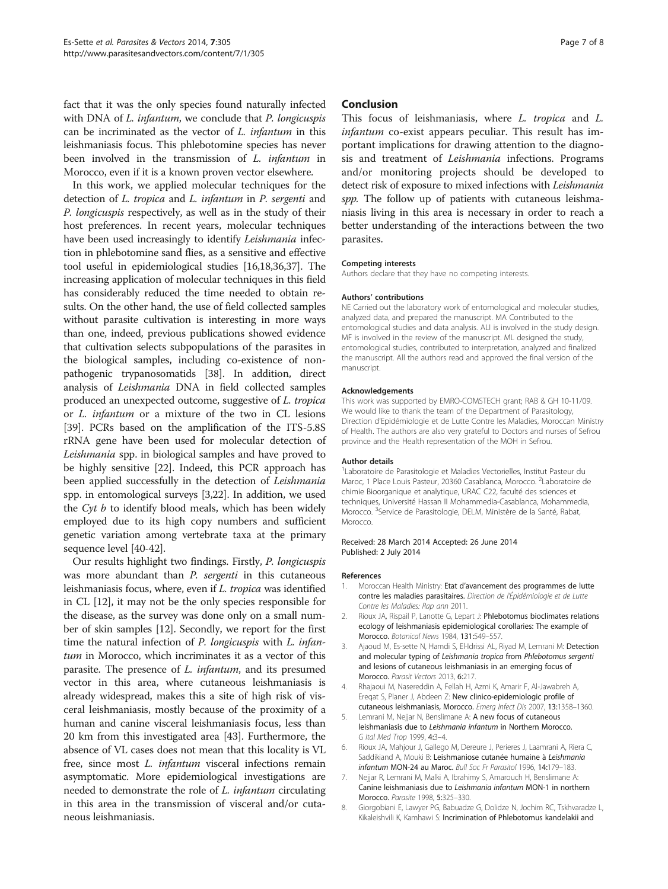fact that it was the only species found naturally infected with DNA of *L. infantum*, we conclude that *P. longicuspis* can be incriminated as the vector of *L. infantum* in this leishmaniasis focus. This phlebotomine species has never been involved in the transmission of *L. infantum* in Morocco, even if it is a known proven vector elsewhere.

In this work, we applied molecular techniques for the detection of *L. tropica* and *L. infantum* in *P. sergenti* and *P. longicuspis* respectively, as well as in the study of their host preferences. In recent years, molecular techniques have been used increasingly to identify *Leishmania* infection in phlebotomine sand flies, as a sensitive and effective tool useful in epidemiological studies [16,18,36,37]. The increasing application of molecular techniques in this field has considerably reduced the time needed to obtain results. On the other hand, the use of field collected samples without parasite cultivation is interesting in more ways than one, indeed, previous publications showed evidence that cultivation selects subpopulations of the parasites in the biological samples, including co-existence of non-pathogenic trypanosomatids [38]. In addition, direct analysis of *Leishmania* DNA in field collected samples produced an unexpected outcome, suggestive of *L. tropica* or *L. infantum* or a mixture of the two in CL lesions [39]. PCRs based on the amplification of the ITS-5.8S rRNA gene have been used for molecular detection of *Leishmania* spp. in biological samples and have proved to be highly sensitive [22]. Indeed, this PCR approach has been applied successfully in the detection of *Leishmania* spp. in entomological surveys [3,22]. In addition, we used the *Cyt b* to identify blood meals, which has been widely employed due to its high copy numbers and sufficient genetic variation among vertebrate taxa at the primary sequence level [40-42].

Our results highlight two findings. Firstly, *P. longicuspis* was more abundant than *P. sergenti* in this cutaneous leishmaniasis focus, where, even if *L. tropica* was identified in CL [12], it may not be the only species responsible for the disease, as the survey was done only on a small number of skin samples [12]. Secondly, we report for the first time the natural infection of *P. longicuspis* with *L. infantum* in Morocco, which incriminates it as a vector of this parasite. The presence of *L. infantum*, and its presumed vector in this area, where cutaneous leishmaniasis is already widespread, makes this a site of high risk of visceral leishmaniasis, mostly because of the proximity of a human and canine visceral leishmaniasis focus, less than 20 km from this investigated area [43]. Furthermore, the absence of VL cases does not mean that this locality is VL free, since most *L. infantum* visceral infections remain asymptomatic. More epidemiological investigations are needed to demonstrate the role of *L. infantum* circulating in this area in the transmission of visceral and/or cutaneous leishmaniasis.

## Conclusion

This focus of leishmaniasis, where *L. tropica* and *L. infantum* co-exist appears peculiar. This result has important implications for drawing attention to the diagnosis and treatment of *Leishmania* infections. Programs and/or monitoring projects should be developed to detect risk of exposure to mixed infections with *Leishmania spp.* The follow up of patients with cutaneous leishmaniasis living in this area is necessary in order to reach a better understanding of the interactions between the two parasites.

#### Competing interests

Authors declare that they have no competing interests.

#### Authors' contributions

NE Carried out the laboratory work of entomological and molecular studies, analyzed data, and prepared the manuscript. MA Contributed to the entomological studies and data analysis. ALI is involved in the study design. MF is involved in the review of the manuscript. ML designed the study, entomological studies, contributed to interpretation, analyzed and finalized the manuscript. All the authors read and approved the final version of the manuscript.

#### Acknowledgements

This work was supported by EMRO-COMSTECH grant; RAB & GH 10-11/09. We would like to thank the team of the Department of Parasitology, Direction d'Epidémiologie et de Lutte Contre les Maladies, Moroccan Ministry of Health. The authors are also very grateful to Doctors and nurses of Sefrou province and the Health representation of the MOH in Sefrou.

#### Author details

[1]Laboratoire de Parasitologie et Maladies Vectorielles, Institut Pasteur du Maroc, 1 Place Louis Pasteur, 20360 Casablanca, Morocco. [2]Laboratoire de chimie Bioorganique et analytique, URAC C22, faculté des sciences et techniques, Université Hassan II Mohammedia-Casablanca, Mohammedia, Morocco. [3]Service de Parasitologie, DELM, Ministère de la Santé, Rabat, Morocco.

Received: 28 March 2014 Accepted: 26 June 2014
Published: 2 July 2014

#### References

1. Moroccan Health Ministry: **Etat d'avancement des programmes de lutte contre les maladies parasitaires.** *Direction de l'Épidémiologie et de Lutte Contre les Maladies: Rap ann* 2011.
2. Rioux JA, Rispail P, Lanotte G, Lepart J: **Phlebotomus bioclimates relations ecology of leishmaniasis epidemiological corollaries: The example of Morocco.** *Botanical News* 1984, **131:**549–557.
3. Ajaoud M, Es-sette N, Hamdi S, El-Idrissi AL, Riyad M, Lemrani M: **Detection and molecular typing of *Leishmania tropica* from *Phlebotomus sergenti* and lesions of cutaneous leishmaniasis in an emerging focus of Morocco.** *Parasit Vectors* 2013, **6:**217.
4. Rhajaoui M, Nasereddin A, Fellah H, Azmi K, Amarir F, Al-Jawabreh A, Ereqat S, Planer J, Abdeen Z: **New clinico-epidemiologic profile of cutaneous leishmaniasis, Morocco.** *Emerg Infect Dis* 2007, **13:**1358–1360.
5. Lemrani M, Nejjar N, Benslimane A: **A new focus of cutaneous leishmaniasis due to *Leishmania infantum* in Northern Morocco.** *G Ital Med Trop* 1999, **4:**3–4.
6. Rioux JA, Mahjour J, Gallego M, Dereure J, Perieres J, Laamrani A, Riera C, Saddikiand A, Mouki B: **Leishmaniose cutanée humaine à *Leishmania infantum* MON-24 au Maroc.** *Bull Soc Fr Parasitol* 1996, **14:**179–183.
7. Nejjar R, Lemrani M, Malki A, Ibrahimy S, Amarouch H, Benslimane A: **Canine leishmaniasis due to *Leishmania infantum* MON-1 in northern Morocco.** *Parasite* 1998, **5:**325–330.
8. Giorgobiani E, Lawyer PG, Babuadze G, Dolidze N, Jochim RC, Tskhvaradze L, Kikaleishvili K, Kamhawi S: **Incrimination of Phlebotomus kandelakii and**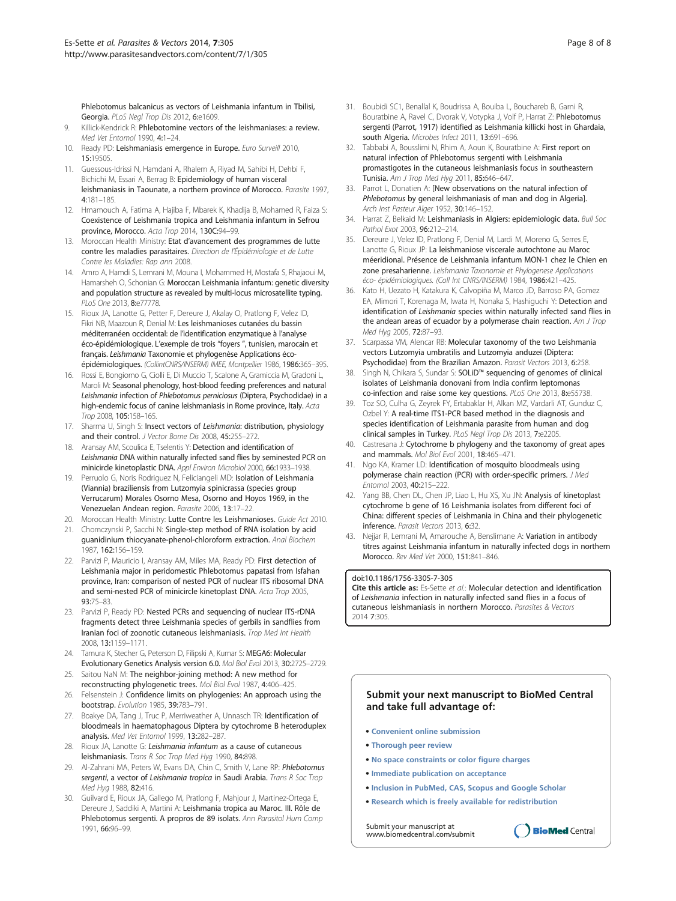Phlebotomus balcanicus as vectors of Leishmania infantum in Tbilisi, Georgia. *PLoS Negl Trop Dis* 2012, 6:e1609.

9. Killick-Kendrick R: Phlebotomine vectors of the leishmaniases: a review. *Med Vet Entomol* 1990, 4:1–24.
10. Ready PD: Leishmaniasis emergence in Europe. *Euro Surveill* 2010, 15:19505.
11. Guessous-Idrissi N, Hamdani A, Rhalem A, Riyad M, Sahibi H, Dehbi F, Bichichi M, Essari A, Berrag B: Epidemiology of human visceral leishmaniasis in Taounate, a northern province of Morocco. *Parasite* 1997, 4:181–185.
12. Hmamouch A, Fatima A, Hajiba F, Mbarek K, Khadija B, Mohamed R, Faiza S: Coexistence of Leishmania tropica and Leishmania infantum in Sefrou province, Morocco. *Acta Trop* 2014, 130C:94–99.
13. Moroccan Health Ministry: Etat d'avancement des programmes de lutte contre les maladies parasitaires. *Direction de l'Épidémiologie et de Lutte Contre les Maladies: Rap ann* 2008.
14. Amro A, Hamdi S, Lemrani M, Mouna I, Mohammed H, Mostafa S, Rhajaoui M, Hamarsheh O, Schonian G: Moroccan Leishmania infantum: genetic diversity and population structure as revealed by multi-locus microsatellite typing. *PLoS One* 2013, 8:e77778.
15. Rioux JA, Lanotte G, Petter F, Dereure J, Akalay O, Pratlong F, Velez ID, Fikri NB, Maazoun R, Denial M: Les leishmanioses cutanées du bassin méditerranéen occidental: de l'identification enzymatique à l'analyse éco-épidémiologique. L'exemple de trois "foyers ", tunisien, marocain et français. *Leishmania* Taxonomie et phylogenèse Applications éco-épidémiologiques. *(CollintCNRS/INSERM) IMEE, Montpellier* 1986, 1986:365–395.
16. Rossi E, Bongiorno G, Ciolli E, Di Muccio T, Scalone A, Gramiccia M, Gradoni L, Maroli M: Seasonal phenology, host-blood feeding preferences and natural *Leishmania* infection of *Phlebotomus perniciosus* (Diptera, Psychodidae) in a high-endemic focus of canine leishmaniasis in Rome province, Italy. *Acta Trop* 2008, 105:158–165.
17. Sharma U, Singh S: Insect vectors of *Leishmania*: distribution, physiology and their control. *J Vector Borne Dis* 2008, 45:255–272.
18. Aransay AM, Scoulica E, Tselentis Y: Detection and identification of *Leishmania* DNA within naturally infected sand flies by seminested PCR on minicircle kinetoplastic DNA. *Appl Environ Microbiol* 2000, 66:1933–1938.
19. Perruolo G, Noris Rodriguez N, Feliciangeli MD: Isolation of Leishmania (Viannia) braziliensis from Lutzomyia spinicrassa (species group Verrucarum) Morales Osorno Mesa, Osorno and Hoyos 1969, in the Venezuelan Andean region. *Parasite* 2006, 13:17–22.
20. Moroccan Health Ministry: Lutte Contre les Leishmanioses. *Guide Act* 2010.
21. Chomczynski P, Sacchi N: Single-step method of RNA isolation by acid guanidinium thiocyanate-phenol-chloroform extraction. *Anal Biochem* 1987, 162:156–159.
22. Parvizi P, Mauricio I, Aransay AM, Miles MA, Ready PD: First detection of Leishmania major in peridomestic Phlebotomus papatasi from Isfahan province, Iran: comparison of nested PCR of nuclear ITS ribosomal DNA and semi-nested PCR of minicircle kinetoplast DNA. *Acta Trop* 2005, 93:75–83.
23. Parvizi P, Ready PD: Nested PCRs and sequencing of nuclear ITS-rDNA fragments detect three Leishmania species of gerbils in sandflies from Iranian foci of zoonotic cutaneous leishmaniasis. *Trop Med Int Health* 2008, 13:1159–1171.
24. Tamura K, Stecher G, Peterson D, Filipski A, Kumar S: MEGA6: Molecular Evolutionary Genetics Analysis version 6.0. *Mol Biol Evol* 2013, 30:2725–2729.
25. Saitou NaN M: The neighbor-joining method: A new method for reconstructing phylogenetic trees. *Mol Biol Evol* 1987, 4:406–425.
26. Felsenstein J: Confidence limits on phylogenies: An approach using the bootstrap. *Evolution* 1985, 39:783–791.
27. Boakye DA, Tang J, Truc P, Merriweather A, Unnasch TR: Identification of bloodmeals in haematophagous Diptera by cytochrome B heteroduplex analysis. *Med Vet Entomol* 1999, 13:282–287.
28. Rioux JA, Lanotte G: *Leishmania infantum* as a cause of cutaneous leishmaniasis. *Trans R Soc Trop Med Hyg* 1990, 84:898.
29. Al-Zahrani MA, Peters W, Evans DA, Chin C, Smith V, Lane RP: *Phlebotomus sergenti*, a vector of *Leishmania tropica* in Saudi Arabia. *Trans R Soc Trop Med Hyg* 1988, 82:416.
30. Guilvard E, Rioux JA, Gallego M, Pratlong F, Mahjour J, Martinez-Ortega E, Dereure J, Saddiki A, Martini A: Leishmania tropica au Maroc. III. Rôle de Phlebotomus sergenti. A propros de 89 isolats. *Ann Parasitol Hum Comp* 1991, 66:96–99.
31. Boubidi SC1, Benallal K, Boudrissa A, Bouiba L, Bouchareb B, Garni R, Bouratbine A, Ravel C, Dvorak V, Votypka J, Volf P, Harrat Z: Phlebotomus sergenti (Parrot, 1917) identified as Leishmania killicki host in Ghardaïa, south Algeria. *Microbes Infect* 2011, 13:691–696.
32. Tabbabi A, Bousslimi N, Rhim A, Aoun K, Bouratbine A: First report on natural infection of Phlebotomus sergenti with Leishmania promastigotes in the cutaneous leishmaniasis focus in southeastern Tunisia. *Am J Trop Med Hyg* 2011, 85:646–647.
33. Parrot L, Donatien A: [New observations on the natural infection of *Phlebotomus* by general leishmaniasis of man and dog in Algeria]. *Arch Inst Pasteur Alger* 1952, 30:146–152.
34. Harrat Z, Belkaid M: Leishmaniasis in Algiers: epidemiologic data. *Bull Soc Pathol Exot* 2003, 96:212–214.
35. Dereure J, Velez ID, Pratlong F, Denial M, Lardi M, Moreno G, Serres E, Lanotte G, Rioux JP: La leishmaniose viscerale autochtone au Maroc méeridional. Présence de Leishmania infantum MON-1 chez le Chien en zone presaharienne. *Leishmania Taxonomie et Phylogenese Applications éco- épidémiologiques. (Coll Int CNRS/INSERM)* 1984, 1986:421–425.
36. Kato H, Uezato H, Katakura K, Calvopiña M, Marco JD, Barroso PA, Gomez EA, Mimori T, Korenaga M, Iwata H, Nonaka S, Hashiguchi Y: Detection and identification of *Leishmania* species within naturally infected sand flies in the andean areas of ecuador by a polymerase chain reaction. *Am J Trop Med Hyg* 2005, 72:87–93.
37. Scarpassa VM, Alencar RB: Molecular taxonomy of the two Leishmania vectors Lutzomyia umbratilis and Lutzomyia anduzei (Diptera: Psychodidae) from the Brazilian Amazon. *Parasit Vectors* 2013, 6:258.
38. Singh N, Chikara S, Sundar S: SOLiD™ sequencing of genomes of clinical isolates of Leishmania donovani from India confirm leptomonas co-infection and raise some key questions. *PLoS One* 2013, 8:e55738.
39. Toz SO, Culha G, Zeyrek FY, Ertabaklar H, Alkan MZ, Vardarli AT, Gunduz C, Ozbel Y: A real-time ITS1-PCR based method in the diagnosis and species identification of Leishmania parasite from human and dog clinical samples in Turkey. *PLoS Negl Trop Dis* 2013, 7:e2205.
40. Castresana J: Cytochrome b phylogeny and the taxonomy of great apes and mammals. *Mol Biol Evol* 2001, 18:465–471.
41. Ngo KA, Kramer LD: Identification of mosquito bloodmeals using polymerase chain reaction (PCR) with order-specific primers. *J Med Entomol* 2003, 40:215–222.
42. Yang BB, Chen DL, Chen JP, Liao L, Hu XS, Xu JN: Analysis of kinetoplast cytochrome b gene of 16 Leishmania isolates from different foci of China: different species of Leishmania in China and their phylogenetic inference. *Parasit Vectors* 2013, 6:32.
43. Nejjar R, Lemrani M, Amarouche A, Benslimane A: Variation in antibody titres against Leishmania infantum in naturally infected dogs in northern Morocco. *Rev Med Vet* 2000, 151:841–846.

doi:10.1186/1756-3305-7-305
**Cite this article as:** Es-Sette *et al.*: Molecular detection and identification of *Leishmania* infection in naturally infected sand flies in a focus of cutaneous leishmaniasis in northern Morocco. *Parasites & Vectors* 2014 7:305.